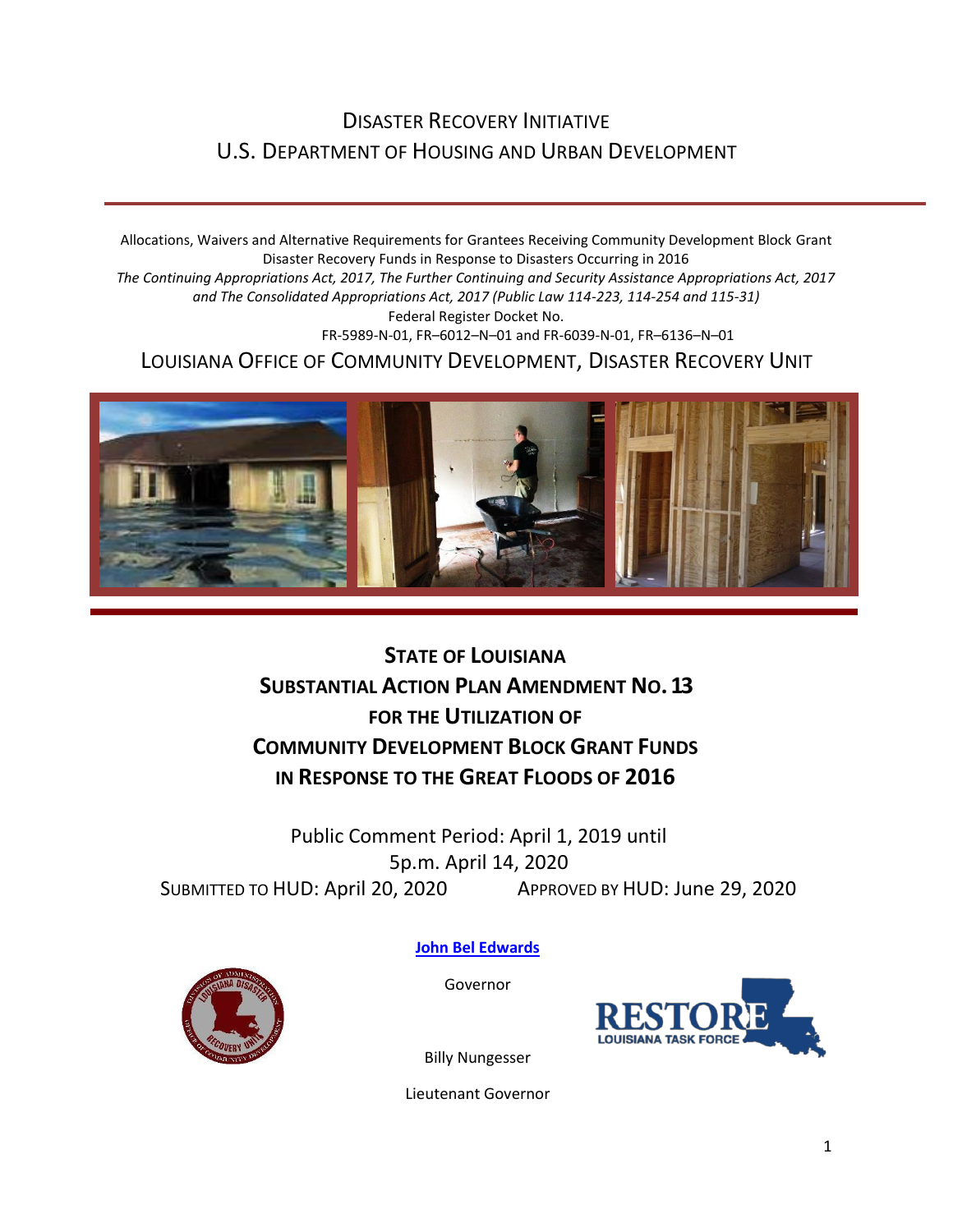# Disaster Recovery Initiative
# U.S. Department of Housing and Urban Development

Allocations, Waivers and Alternative Requirements for Grantees Receiving Community Development Block Grant Disaster Recovery Funds in Response to Disasters Occurring in 2016

*The Continuing Appropriations Act, 2017, The Further Continuing and Security Assistance Appropriations Act, 2017 and The Consolidated Appropriations Act, 2017 (Public Law 114-223, 114-254 and 115-31)*

Federal Register Docket No.
FR-5989-N-01, FR–6012–N–01 and FR-6039-N-01, FR–6136–N–01

## Louisiana Office of Community Development, Disaster Recovery Unit

# State of Louisiana
# Substantial Action Plan Amendment No. 13
# for the Utilization of
# Community Development Block Grant Funds
# in Response to the Great Floods of 2016

Public Comment Period: April 1, 2019 until
5p.m. April 14, 2020

Submitted to HUD: April 20, 2020 Approved by HUD: June 29, 2020

**John Bel Edwards**

Governor

Billy Nungesser

Lieutenant Governor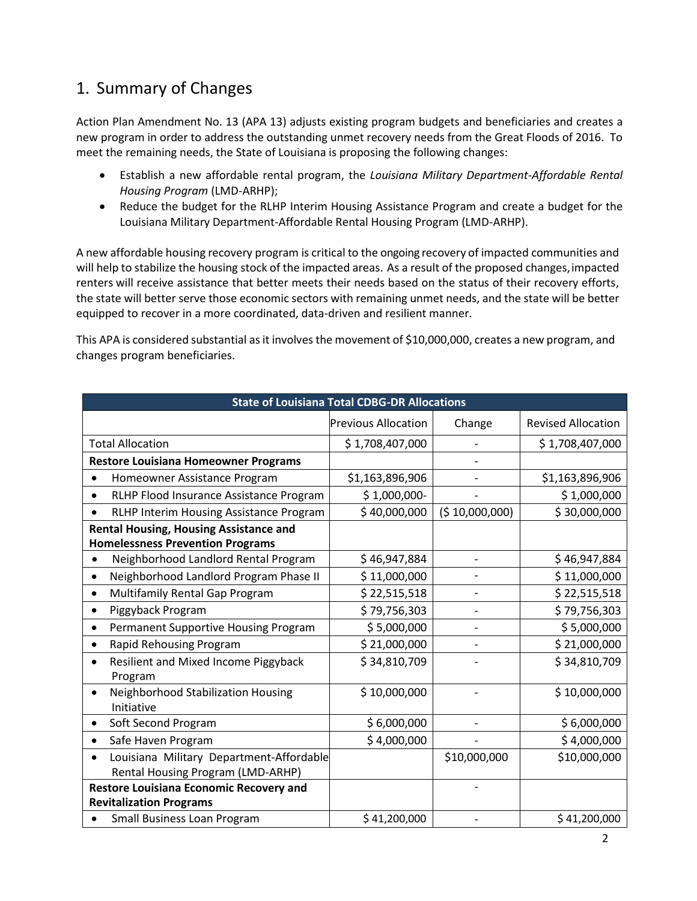## 1. Summary of Changes

Action Plan Amendment No. 13 (APA 13) adjusts existing program budgets and beneficiaries and creates a new program in order to address the outstanding unmet recovery needs from the Great Floods of 2016. To meet the remaining needs, the State of Louisiana is proposing the following changes:

- Establish a new affordable rental program, the *Louisiana Military Department-Affordable Rental Housing Program* (LMD-ARHP);
- Reduce the budget for the RLHP Interim Housing Assistance Program and create a budget for the Louisiana Military Department-Affordable Rental Housing Program (LMD-ARHP).

A new affordable housing recovery program is critical to the ongoing recovery of impacted communities and will help to stabilize the housing stock of the impacted areas. As a result of the proposed changes, impacted renters will receive assistance that better meets their needs based on the status of their recovery efforts, the state will better serve those economic sectors with remaining unmet needs, and the state will be better equipped to recover in a more coordinated, data-driven and resilient manner.

This APA is considered substantial as it involves the movement of $10,000,000, creates a new program, and changes program beneficiaries.

| State of Louisiana Total CDBG-DR Allocations | | | |
|---|---|---|---|
| | Previous Allocation | Change | Revised Allocation |
| Total Allocation | $ 1,708,407,000 | - | $ 1,708,407,000 |
| **Restore Louisiana Homeowner Programs** | | - | |
| • Homeowner Assistance Program | $1,163,896,906 | - | $1,163,896,906 |
| • RLHP Flood Insurance Assistance Program | $ 1,000,000- | - | $ 1,000,000 |
| • RLHP Interim Housing Assistance Program | $ 40,000,000 | ($ 10,000,000) | $ 30,000,000 |
| **Rental Housing, Housing Assistance and Homelessness Prevention Programs** | | | |
| • Neighborhood Landlord Rental Program | $ 46,947,884 | - | $ 46,947,884 |
| • Neighborhood Landlord Program Phase II | $ 11,000,000 | - | $ 11,000,000 |
| • Multifamily Rental Gap Program | $ 22,515,518 | - | $ 22,515,518 |
| • Piggyback Program | $ 79,756,303 | - | $ 79,756,303 |
| • Permanent Supportive Housing Program | $ 5,000,000 | - | $ 5,000,000 |
| • Rapid Rehousing Program | $ 21,000,000 | - | $ 21,000,000 |
| • Resilient and Mixed Income Piggyback Program | $ 34,810,709 | - | $ 34,810,709 |
| • Neighborhood Stabilization Housing Initiative | $ 10,000,000 | - | $ 10,000,000 |
| • Soft Second Program | $ 6,000,000 | - | $ 6,000,000 |
| • Safe Haven Program | $ 4,000,000 | - | $ 4,000,000 |
| • Louisiana Military Department-Affordable Rental Housing Program (LMD-ARHP) | | $10,000,000 | $10,000,000 |
| **Restore Louisiana Economic Recovery and Revitalization Programs** | | - | |
| • Small Business Loan Program | $ 41,200,000 | - | $ 41,200,000 |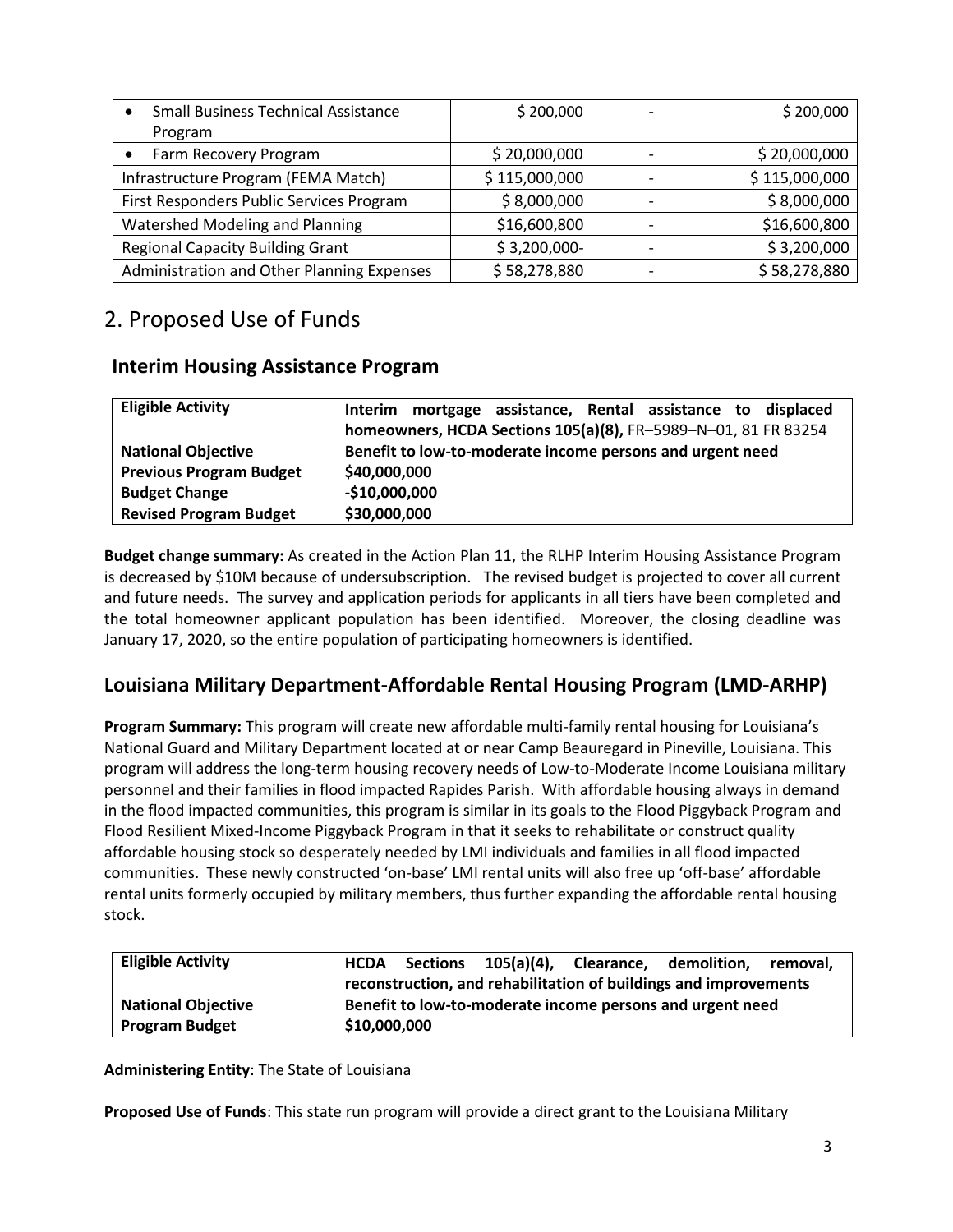| | | | |
|---|---|---|---|
| • Small Business Technical Assistance Program | $ 200,000 | - | $ 200,000 |
| • Farm Recovery Program | $ 20,000,000 | - | $ 20,000,000 |
| Infrastructure Program (FEMA Match) | $ 115,000,000 | - | $ 115,000,000 |
| First Responders Public Services Program | $ 8,000,000 | - | $ 8,000,000 |
| Watershed Modeling and Planning | $16,600,800 | - | $16,600,800 |
| Regional Capacity Building Grant | $ 3,200,000- | - | $ 3,200,000 |
| Administration and Other Planning Expenses | $ 58,278,880 | - | $ 58,278,880 |

## 2. Proposed Use of Funds

### Interim Housing Assistance Program

| | |
|---|---|
| **Eligible Activity** | **Interim mortgage assistance, Rental assistance to displaced homeowners, HCDA Sections 105(a)(8),** FR–5989–N–01, 81 FR 83254 |
| **National Objective** | **Benefit to low-to-moderate income persons and urgent need** |
| **Previous Program Budget** | **$40,000,000** |
| **Budget Change** | **-$10,000,000** |
| **Revised Program Budget** | **$30,000,000** |

**Budget change summary:** As created in the Action Plan 11, the RLHP Interim Housing Assistance Program is decreased by $10M because of undersubscription. The revised budget is projected to cover all current and future needs. The survey and application periods for applicants in all tiers have been completed and the total homeowner applicant population has been identified. Moreover, the closing deadline was January 17, 2020, so the entire population of participating homeowners is identified.

### Louisiana Military Department-Affordable Rental Housing Program (LMD-ARHP)

**Program Summary:** This program will create new affordable multi-family rental housing for Louisiana's National Guard and Military Department located at or near Camp Beauregard in Pineville, Louisiana. This program will address the long-term housing recovery needs of Low-to-Moderate Income Louisiana military personnel and their families in flood impacted Rapides Parish. With affordable housing always in demand in the flood impacted communities, this program is similar in its goals to the Flood Piggyback Program and Flood Resilient Mixed-Income Piggyback Program in that it seeks to rehabilitate or construct quality affordable housing stock so desperately needed by LMI individuals and families in all flood impacted communities. These newly constructed 'on-base' LMI rental units will also free up 'off-base' affordable rental units formerly occupied by military members, thus further expanding the affordable rental housing stock.

| | |
|---|---|
| **Eligible Activity** | **HCDA Sections 105(a)(4), Clearance, demolition, removal, reconstruction, and rehabilitation of buildings and improvements** |
| **National Objective** | **Benefit to low-to-moderate income persons and urgent need** |
| **Program Budget** | **$10,000,000** |

**Administering Entity**: The State of Louisiana

**Proposed Use of Funds**: This state run program will provide a direct grant to the Louisiana Military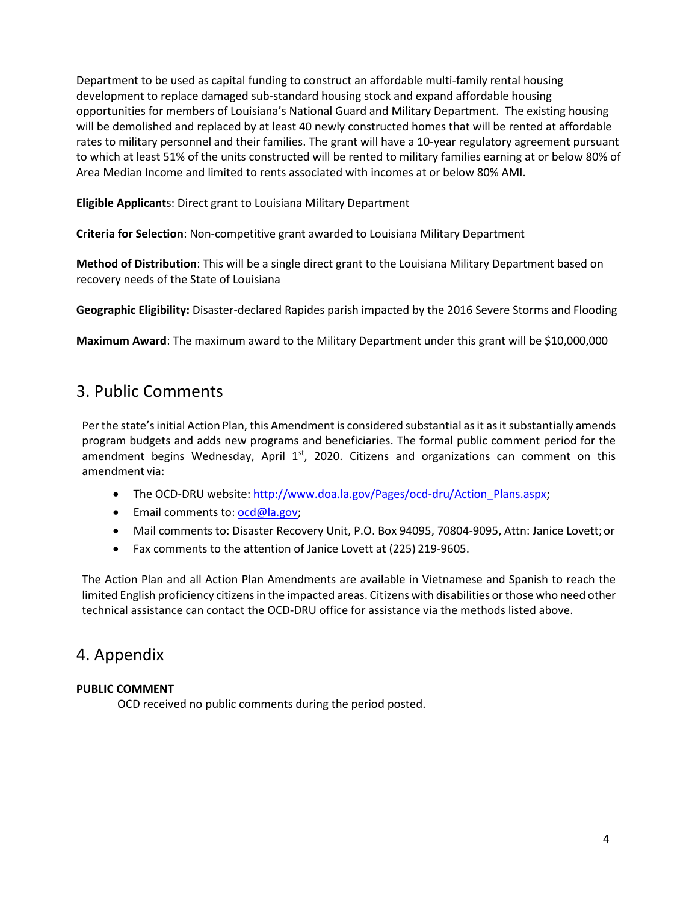Department to be used as capital funding to construct an affordable multi-family rental housing development to replace damaged sub-standard housing stock and expand affordable housing opportunities for members of Louisiana's National Guard and Military Department. The existing housing will be demolished and replaced by at least 40 newly constructed homes that will be rented at affordable rates to military personnel and their families. The grant will have a 10-year regulatory agreement pursuant to which at least 51% of the units constructed will be rented to military families earning at or below 80% of Area Median Income and limited to rents associated with incomes at or below 80% AMI.

**Eligible Applicant**s: Direct grant to Louisiana Military Department

**Criteria for Selection**: Non-competitive grant awarded to Louisiana Military Department

**Method of Distribution**: This will be a single direct grant to the Louisiana Military Department based on recovery needs of the State of Louisiana

**Geographic Eligibility:** Disaster-declared Rapides parish impacted by the 2016 Severe Storms and Flooding

**Maximum Award**: The maximum award to the Military Department under this grant will be $10,000,000

## 3. Public Comments

Per the state's initial Action Plan, this Amendment is considered substantial as it as it substantially amends program budgets and adds new programs and beneficiaries. The formal public comment period for the amendment begins Wednesday, April 1st, 2020. Citizens and organizations can comment on this amendment via:

- The OCD-DRU website: http://www.doa.la.gov/Pages/ocd-dru/Action_Plans.aspx;
- Email comments to: ocd@la.gov;
- Mail comments to: Disaster Recovery Unit, P.O. Box 94095, 70804-9095, Attn: Janice Lovett; or
- Fax comments to the attention of Janice Lovett at (225) 219-9605.

The Action Plan and all Action Plan Amendments are available in Vietnamese and Spanish to reach the limited English proficiency citizens in the impacted areas. Citizens with disabilities or those who need other technical assistance can contact the OCD-DRU office for assistance via the methods listed above.

## 4. Appendix

**PUBLIC COMMENT**

OCD received no public comments during the period posted.